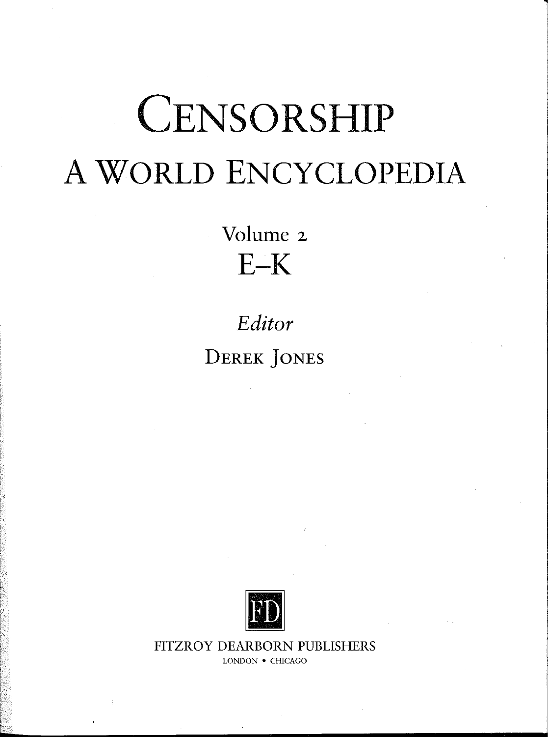# CENSORSHIP

# A WORLD ENCYCLOPEDIA

## Volume 2

## E–K

*Editor*

DEREK JONES

FD

FITZROY DEARBORN PUBLISHERS

LONDON • CHICAGO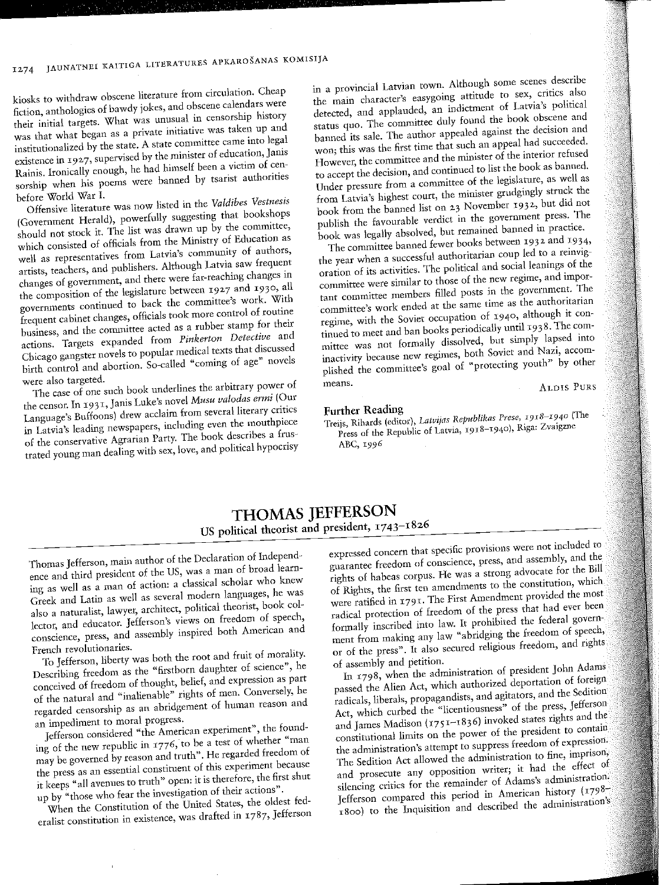kiosks to withdraw obscene literature from circulation. Cheap fiction, anthologies of bawdy jokes, and obscene calendars were their initial targets. What was unusual in censorship history was that what began as a private initiative was taken up and institutionalized by the state. A state committee came into legal existence in 1927, supervised by the minister of education, Janis Rainis. Ironically enough, he had himself been a victim of censorship when his poems were banned by tsarist authorities before World War I.

Offensive literature was now listed in the *Valdibes Vestnesis* (Government Herald), powerfully suggesting that bookshops should not stock it. The list was drawn up by the committee, which consisted of officials from the Ministry of Education as well as representatives from Latvia's community of authors, artists, teachers, and publishers. Although Latvia saw frequent changes of government, and there were far-reaching changes in the composition of the legislature between 1927 and 1930, all governments continued to back the committee's work. With frequent cabinet changes, officials took more control of routine business, and the committee acted as a rubber stamp for their actions. Targets expanded from *Pinkerton Detective* and Chicago gangster novels to popular medical texts that discussed birth control and abortion. So-called "coming of age" novels were also targeted.

The case of one such book underlines the arbitrary power of the censor. In 1931, Janis Luke's novel *Musu valodas erni* (Our Language's Buffoons) drew acclaim from several literary critics in Latvia's leading newspapers, including even the mouthpiece of the conservative Agrarian Party. The book describes a frustrated young man dealing with sex, love, and political hypocrisy in a provincial Latvian town. Although some scenes describe the main character's easygoing attitude to sex, critics also detected, and applauded, an indictment of Latvia's political status quo. The committee duly found the book obscene and banned its sale. The author appealed against the decision and won; this was the first time that such an appeal had succeeded. However, the committee and the minister of the interior refused to accept the decision, and continued to list the book as banned. Under pressure from a committee of the legislature, as well as from Latvia's highest court, the minister grudgingly struck the book from the banned list on 23 November 1932, but did not publish the favourable verdict in the government press. The book was legally absolved, but remained banned in practice.

The committee banned fewer books between 1932 and 1934, the year when a successful authoritarian coup led to a reinvigoration of its activities. The political and social leanings of the committee were similar to those of the new regime, and important committee members filled posts in the government. The committee's work ended at the same time as the authoritarian regime, with the Soviet occupation of 1940, although it continued to meet and ban books periodically until 1938. The committee was not formally dissolved, but simply lapsed into inactivity because new regimes, both Soviet and Nazi, accomplished the committee's goal of "protecting youth" by other means.

ALDIS PURS

### Further Reading

Treijs, Rihards (editor), *Latvijas Republikas Prese, 1918–1940* (The Press of the Republic of Latvia, 1918–1940), Riga: Zvaigzne ABC, 1996

## THOMAS JEFFERSON

US political theorist and president, 1743–1826

Thomas Jefferson, main author of the Declaration of Independence and third president of the US, was a man of broad learning as well as a man of action: a classical scholar who knew Greek and Latin as well as several modern languages, he was also a naturalist, lawyer, architect, political theorist, book collector, and educator. Jefferson's views on freedom of speech, conscience, press, and assembly inspired both American and French revolutionaries.

To Jefferson, liberty was both the root and fruit of morality. Describing freedom as the "firstborn daughter of science", he conceived of freedom of thought, belief, and expression as part of the natural and "inalienable" rights of men. Conversely, he regarded censorship as an abridgement of human reason and an impediment to moral progress.

Jefferson considered "the American experiment", the founding of the new republic in 1776, to be a test of whether "man may be governed by reason and truth". He regarded freedom of the press as an essential constituent of this experiment because it keeps "all avenues to truth" open: it is therefore, the first shut up by "those who fear the investigation of their actions".

When the Constitution of the United States, the oldest federalist constitution in existence, was drafted in 1787, Jefferson expressed concern that specific provisions were not included to guarantee freedom of conscience, press, and assembly, and the rights of habeas corpus. He was a strong advocate for the Bill of Rights, the first ten amendments to the constitution, which were ratified in 1791. The First Amendment provided the most radical protection of freedom of the press that had ever been formally inscribed into law. It prohibited the federal government from making any law "abridging the freedom of speech, or of the press". It also secured religious freedom, and rights of assembly and petition.

In 1798, when the administration of president John Adams passed the Alien Act, which authorized deportation of foreign radicals, liberals, propagandists, and agitators, and the Sedition Act, which curbed the "licentiousness" of the press, Jefferson and James Madison (1751–1836) invoked states rights and the constitutional limits on the power of the president to contain the administration's attempt to suppress freedom of expression. The Sedition Act allowed the administration to fine, imprison, and prosecute any opposition writer; it had the effect of silencing critics for the remainder of Adams's administration. Jefferson compared this period in American history (1798–1800) to the Inquisition and described the administration's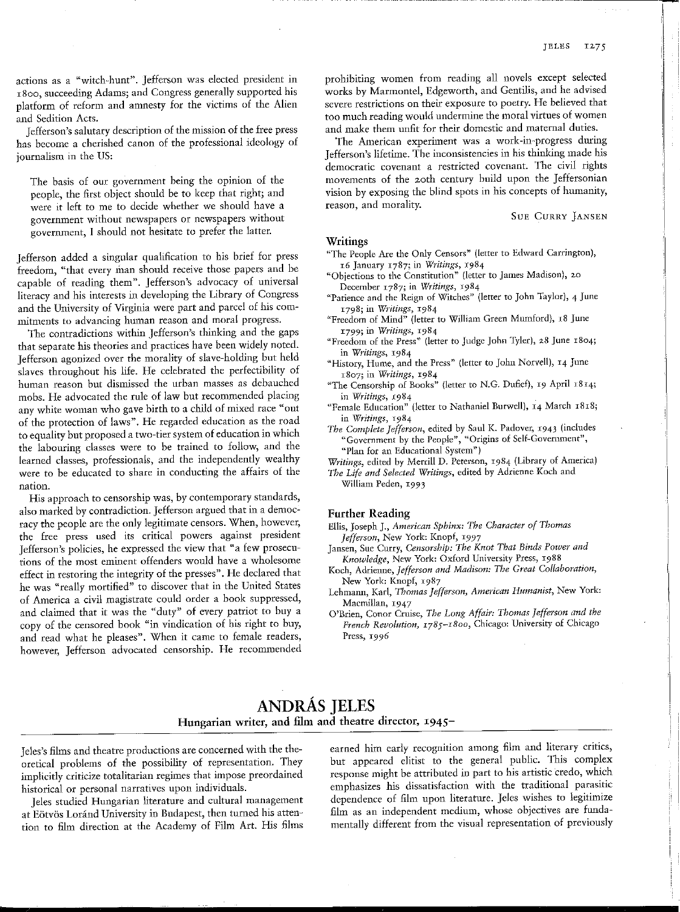actions as a "witch-hunt". Jefferson was elected president in 1800, succeeding Adams; and Congress generally supported his platform of reform and amnesty for the victims of the Alien and Sedition Acts.

Jefferson's salutary description of the mission of the free press has become a cherished canon of the professional ideology of journalism in the US:

> The basis of our government being the opinion of the people, the first object should be to keep that right; and were it left to me to decide whether we should have a government without newspapers or newspapers without government, I should not hesitate to prefer the latter.

Jefferson added a singular qualification to his brief for press freedom, "that every man should receive those papers and be capable of reading them". Jefferson's advocacy of universal literacy and his interests in developing the Library of Congress and the University of Virginia were part and parcel of his commitments to advancing human reason and moral progress.

The contradictions within Jefferson's thinking and the gaps that separate his theories and practices have been widely noted. Jefferson agonized over the morality of slave-holding but held slaves throughout his life. He celebrated the perfectibility of human reason but dismissed the urban masses as debauched mobs. He advocated the rule of law but recommended placing any white woman who gave birth to a child of mixed race "out of the protection of laws". He regarded education as the road to equality but proposed a two-tier system of education in which the labouring classes were to be trained to follow, and the learned classes, professionals, and the independently wealthy were to be educated to share in conducting the affairs of the nation.

His approach to censorship was, by contemporary standards, also marked by contradiction. Jefferson argued that in a democracy the people are the only legitimate censors. When, however, the free press used its critical powers against president Jefferson's policies, he expressed the view that "a few prosecutions of the most eminent offenders would have a wholesome effect in restoring the integrity of the presses". He declared that he was "really mortified" to discover that in the United States of America a civil magistrate could order a book suppressed, and claimed that it was the "duty" of every patriot to buy a copy of the censored book "in vindication of his right to buy, and read what he pleases". When it came to female readers, however, Jefferson advocated censorship. He recommended prohibiting women from reading all novels except selected works by Marmontel, Edgeworth, and Gentilis, and he advised severe restrictions on their exposure to poetry. He believed that too much reading would undermine the moral virtues of women and make them unfit for their domestic and maternal duties.

The American experiment was a work-in-progress during Jefferson's lifetime. The inconsistencies in his thinking made his democratic covenant a restricted covenant. The civil rights movements of the 20th century build upon the Jeffersonian vision by exposing the blind spots in his concepts of humanity, reason, and morality.

SUE CURRY JANSEN

### Writings

"The People Are the Only Censors" (letter to Edward Carrington), 16 January 1787; in *Writings*, 1984

"Objections to the Constitution" (letter to James Madison), 20 December 1787; in *Writings*, 1984

"Patience and the Reign of Witches" (letter to John Taylor), 4 June 1798; in *Writings*, 1984

"Freedom of Mind" (letter to William Green Mumford), 18 June 1799; in *Writings*, 1984

"Freedom of the Press" (letter to Judge John Tyler), 28 June 1804; in *Writings*, 1984

"History, Hume, and the Press" (letter to John Norvell), 14 June 1807; in *Writings*, 1984

"The Censorship of Books" (letter to N.G. Dufief), 19 April 1814; in *Writings*, 1984

"Female Education" (letter to Nathaniel Burwell), 14 March 1818; in *Writings*, 1984

*The Complete Jefferson*, edited by Saul K. Padover, 1943 (includes "Government by the People", "Origins of Self-Government", "Plan for an Educational System")

*Writings*, edited by Merrill D. Peterson, 1984 (Library of America)

*The Life and Selected Writings*, edited by Adrienne Koch and William Peden, 1993

### Further Reading

Ellis, Joseph J., *American Sphinx: The Character of Thomas Jefferson*, New York: Knopf, 1997

Jansen, Sue Curry, *Censorship: The Knot That Binds Power and Knowledge*, New York: Oxford University Press, 1988

Koch, Adrienne, *Jefferson and Madison: The Great Collaboration*, New York: Knopf, 1987

Lehmann, Karl, *Thomas Jefferson, American Humanist*, New York: Macmillan, 1947

O'Brien, Conor Cruise, *The Long Affair: Thomas Jefferson and the French Revolution, 1785–1800*, Chicago: University of Chicago Press, 1996

## ANDRÁS JELES

**Hungarian writer, and film and theatre director, 1945–**

Jeles's films and theatre productions are concerned with the theoretical problems of the possibility of representation. They implicitly criticize totalitarian regimes that impose preordained historical or personal narratives upon individuals.

Jeles studied Hungarian literature and cultural management at Eötvös Loránd University in Budapest, then turned his attention to film direction at the Academy of Film Art. His films earned him early recognition among film and literary critics, but appeared elitist to the general public. This complex response might be attributed in part to his artistic credo, which emphasizes his dissatisfaction with the traditional parasitic dependence of film upon literature. Jeles wishes to legitimize film as an independent medium, whose objectives are fundamentally different from the visual representation of previously